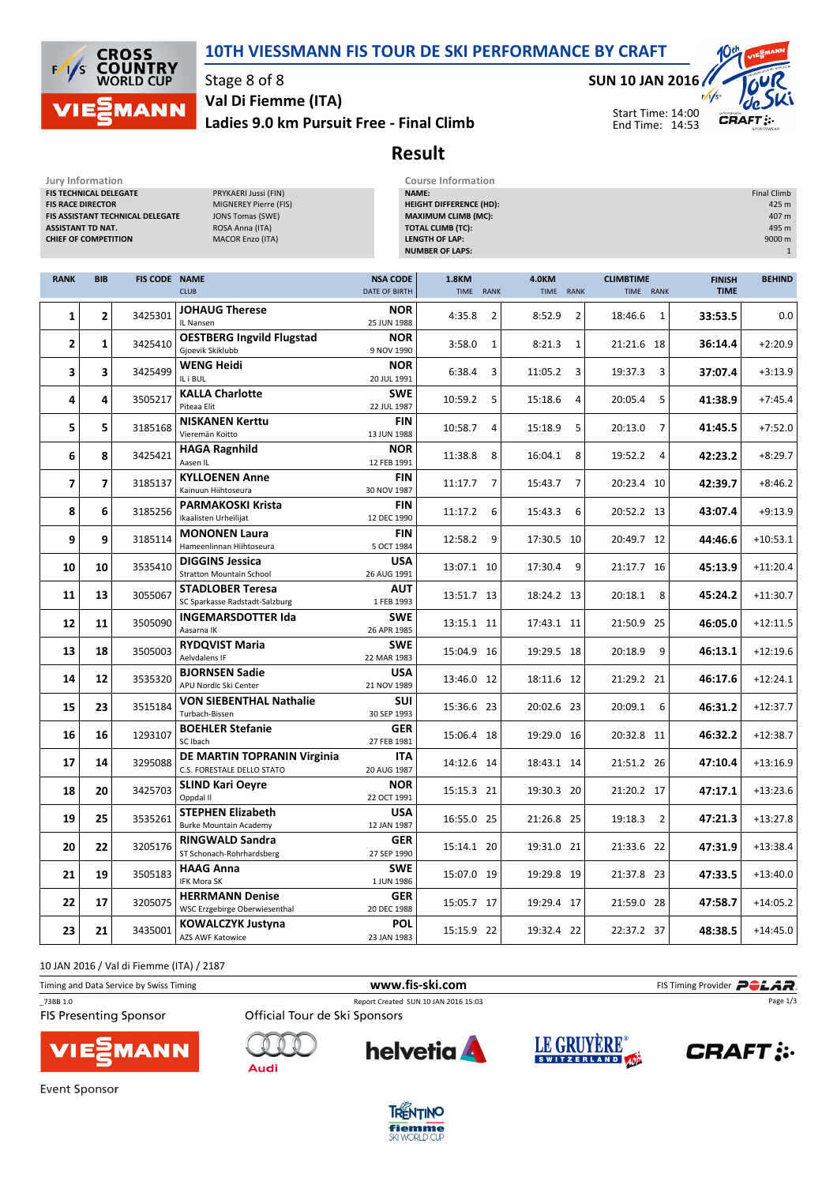# 10TH VIESSMANN FIS TOUR DE SKI PERFORMANCE BY CRAFT

Stage 8 of 8
Val Di Fiemme (ITA)
Ladies 9.0 km Pursuit Free - Final Climb

SUN 10 JAN 2016
Start Time: 14:00
End Time: 14:53

## Result

| Jury Information | |
|---|---|
| FIS TECHNICAL DELEGATE | PRYKAERI Jussi (FIN) |
| FIS RACE DIRECTOR | MIGNEREY Pierre (FIS) |
| FIS ASSISTANT TECHNICAL DELEGATE | JONS Tomas (SWE) |
| ASSISTANT TD NAT. | ROSA Anna (ITA) |
| CHIEF OF COMPETITION | MACOR Enzo (ITA) |

| Course Information | |
|---|---|
| NAME: | Final Climb |
| HEIGHT DIFFERENCE (HD): | 425 m |
| MAXIMUM CLIMB (MC): | 407 m |
| TOTAL CLIMB (TC): | 495 m |
| LENGTH OF LAP: | 9000 m |
| NUMBER OF LAPS: | 1 |

| RANK | BIB | FIS CODE | NAME / CLUB | NSA CODE / DATE OF BIRTH | 1.8KM TIME | 1.8KM RANK | 4.0KM TIME | 4.0KM RANK | CLIMBTIME TIME | CLIMBTIME RANK | FINISH TIME | BEHIND |
|---|---|---|---|---|---|---|---|---|---|---|---|---|
| 1 | 2 | 3425301 | JOHAUG Therese / IL Nansen | NOR / 25 JUN 1988 | 4:35.8 | 2 | 8:52.9 | 2 | 18:46.6 | 1 | 33:53.5 | 0.0 |
| 2 | 1 | 3425410 | OESTBERG Ingvild Flugstad / Gjoevik Skiklubb | NOR / 9 NOV 1990 | 3:58.0 | 1 | 8:21.3 | 1 | 21:21.6 | 18 | 36:14.4 | +2:20.9 |
| 3 | 3 | 3425499 | WENG Heidi / IL i BUL | NOR / 20 JUL 1991 | 6:38.4 | 3 | 11:05.2 | 3 | 19:37.3 | 3 | 37:07.4 | +3:13.9 |
| 4 | 4 | 3505217 | KALLA Charlotte / Piteaa Elit | SWE / 22 JUL 1987 | 10:59.2 | 5 | 15:18.6 | 4 | 20:05.4 | 5 | 41:38.9 | +7:45.4 |
| 5 | 5 | 3185168 | NISKANEN Kerttu / Vieremän Koitto | FIN / 13 JUN 1988 | 10:58.7 | 4 | 15:18.9 | 5 | 20:13.0 | 7 | 41:45.5 | +7:52.0 |
| 6 | 8 | 3425421 | HAGA Ragnhild / Aasen IL | NOR / 12 FEB 1991 | 11:38.8 | 8 | 16:04.1 | 8 | 19:52.2 | 4 | 42:23.2 | +8:29.7 |
| 7 | 7 | 3185137 | KYLLOENEN Anne / Kainuun Hiihtoseura | FIN / 30 NOV 1987 | 11:17.7 | 7 | 15:43.7 | 7 | 20:23.4 | 10 | 42:39.7 | +8:46.2 |
| 8 | 6 | 3185256 | PARMAKOSKI Krista / Ikaalisten Urheilijat | FIN / 12 DEC 1990 | 11:17.2 | 6 | 15:43.3 | 6 | 20:52.2 | 13 | 43:07.4 | +9:13.9 |
| 9 | 9 | 3185114 | MONONEN Laura / Hameenlinnan Hiihtoseura | FIN / 5 OCT 1984 | 12:58.2 | 9 | 17:30.5 | 10 | 20:49.7 | 12 | 44:46.6 | +10:53.1 |
| 10 | 10 | 3535410 | DIGGINS Jessica / Stratton Mountain School | USA / 26 AUG 1991 | 13:07.1 | 10 | 17:30.4 | 9 | 21:17.7 | 16 | 45:13.9 | +11:20.4 |
| 11 | 13 | 3055067 | STADLOBER Teresa / SC Sparkasse Radstadt-Salzburg | AUT / 1 FEB 1993 | 13:51.7 | 13 | 18:24.2 | 13 | 20:18.1 | 8 | 45:24.2 | +11:30.7 |
| 12 | 11 | 3505090 | INGEMARSDOTTER Ida / Aasarna IK | SWE / 26 APR 1985 | 13:15.1 | 11 | 17:43.1 | 11 | 21:50.9 | 25 | 46:05.0 | +12:11.5 |
| 13 | 18 | 3505003 | RYDQVIST Maria / Aelvdalens IF | SWE / 22 MAR 1983 | 15:04.9 | 16 | 19:29.5 | 18 | 20:18.9 | 9 | 46:13.1 | +12:19.6 |
| 14 | 12 | 3535320 | BJORNSEN Sadie / APU Nordic Ski Center | USA / 21 NOV 1989 | 13:46.0 | 12 | 18:11.6 | 12 | 21:29.2 | 21 | 46:17.6 | +12:24.1 |
| 15 | 23 | 3515184 | VON SIEBENTHAL Nathalie / Turbach-Bissen | SUI / 30 SEP 1993 | 15:36.6 | 23 | 20:02.6 | 23 | 20:09.1 | 6 | 46:31.2 | +12:37.7 |
| 16 | 16 | 1293107 | BOEHLER Stefanie / SC Ibach | GER / 27 FEB 1981 | 15:06.4 | 18 | 19:29.0 | 16 | 20:32.8 | 11 | 46:32.2 | +12:38.7 |
| 17 | 14 | 3295088 | DE MARTIN TOPRANIN Virginia / C.S. FORESTALE DELLO STATO | ITA / 20 AUG 1987 | 14:12.6 | 14 | 18:43.1 | 14 | 21:51.2 | 26 | 47:10.4 | +13:16.9 |
| 18 | 20 | 3425703 | SLIND Kari Oeyre / Oppdal Il | NOR / 22 OCT 1991 | 15:15.3 | 21 | 19:30.3 | 20 | 21:20.2 | 17 | 47:17.1 | +13:23.6 |
| 19 | 25 | 3535261 | STEPHEN Elizabeth / Burke Mountain Academy | USA / 12 JAN 1987 | 16:55.0 | 25 | 21:26.8 | 25 | 19:18.3 | 2 | 47:21.3 | +13:27.8 |
| 20 | 22 | 3205176 | RINGWALD Sandra / ST Schonach-Rohrhardsberg | GER / 27 SEP 1990 | 15:14.1 | 20 | 19:31.0 | 21 | 21:33.6 | 22 | 47:31.9 | +13:38.4 |
| 21 | 19 | 3505183 | HAAG Anna / IFK Mora SK | SWE / 1 JUN 1986 | 15:07.0 | 19 | 19:29.8 | 19 | 21:37.8 | 23 | 47:33.5 | +13:40.0 |
| 22 | 17 | 3205075 | HERRMANN Denise / WSC Erzgebirge Oberwiesenthal | GER / 20 DEC 1988 | 15:05.7 | 17 | 19:29.4 | 17 | 21:59.0 | 28 | 47:58.7 | +14:05.2 |
| 23 | 21 | 3435001 | KOWALCZYK Justyna / AZS AWF Katowice | POL / 23 JAN 1983 | 15:15.9 | 22 | 19:32.4 | 22 | 22:37.2 | 37 | 48:38.5 | +14:45.0 |

10 JAN 2016 / Val di Fiemme (ITA) / 2187

Timing and Data Service by Swiss Timing — www.fis-ski.com — FIS Timing Provider POLAR

_73BB 1.0 — Report Created SUN 10 JAN 2016 15:03

FIS Presenting Sponsor: VIESSMANN

Official Tour de Ski Sponsors: Audi, helvetia, LE GRUYÈRE SWITZERLAND, CRAFT

Event Sponsor: TRENTINO fiemme SKI WORLD CUP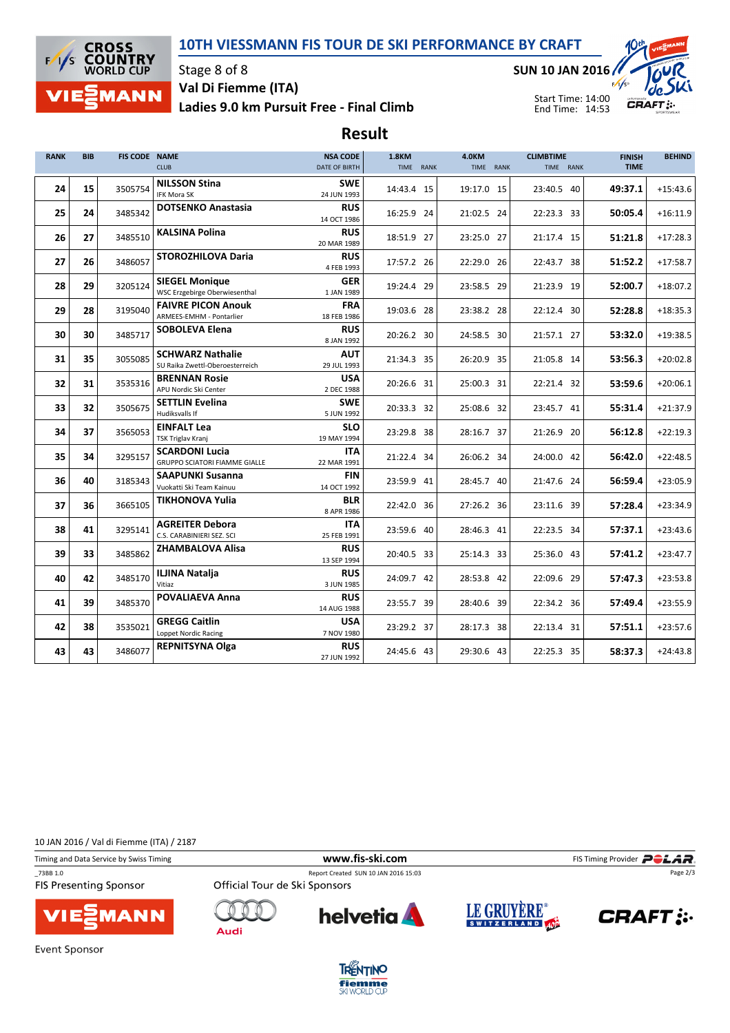# 10TH VIESSMANN FIS TOUR DE SKI PERFORMANCE BY CRAFT

Stage 8 of 8

Val Di Fiemme (ITA)

Ladies 9.0 km Pursuit Free - Final Climb

SUN 10 JAN 2016

Start Time: 14:00
End Time: 14:53

## Result

| RANK | BIB | FIS CODE | NAME / CLUB | NSA CODE / DATE OF BIRTH | 1.8KM TIME | RANK | 4.0KM TIME | RANK | CLIMBTIME TIME | RANK | FINISH TIME | BEHIND |
|---|---|---|---|---|---|---|---|---|---|---|---|---|
| 24 | 15 | 3505754 | **NILSSON Stina** IFK Mora SK | **SWE** 24 JUN 1993 | 14:43.4 | 15 | 19:17.0 | 15 | 23:40.5 | 40 | **49:37.1** | +15:43.6 |
| 25 | 24 | 3485342 | **DOTSENKO Anastasia** | **RUS** 14 OCT 1986 | 16:25.9 | 24 | 21:02.5 | 24 | 22:23.3 | 33 | **50:05.4** | +16:11.9 |
| 26 | 27 | 3485510 | **KALSINA Polina** | **RUS** 20 MAR 1989 | 18:51.9 | 27 | 23:25.0 | 27 | 21:17.4 | 15 | **51:21.8** | +17:28.3 |
| 27 | 26 | 3486057 | **STOROZHILOVA Daria** | **RUS** 4 FEB 1993 | 17:57.2 | 26 | 22:29.0 | 26 | 22:43.7 | 38 | **51:52.2** | +17:58.7 |
| 28 | 29 | 3205124 | **SIEGEL Monique** WSC Erzgebirge Oberwiesenthal | **GER** 1 JAN 1989 | 19:24.4 | 29 | 23:58.5 | 29 | 21:23.9 | 19 | **52:00.7** | +18:07.2 |
| 29 | 28 | 3195040 | **FAIVRE PICON Anouk** ARMEES-EMHM - Pontarlier | **FRA** 18 FEB 1986 | 19:03.6 | 28 | 23:38.2 | 28 | 22:12.4 | 30 | **52:28.8** | +18:35.3 |
| 30 | 30 | 3485717 | **SOBOLEVA Elena** | **RUS** 8 JAN 1992 | 20:26.2 | 30 | 24:58.5 | 30 | 21:57.1 | 27 | **53:32.0** | +19:38.5 |
| 31 | 35 | 3055085 | **SCHWARZ Nathalie** SU Raika Zwettl-Oberoesterreich | **AUT** 29 JUL 1993 | 21:34.3 | 35 | 26:20.9 | 35 | 21:05.8 | 14 | **53:56.3** | +20:02.8 |
| 32 | 31 | 3535316 | **BRENNAN Rosie** APU Nordic Ski Center | **USA** 2 DEC 1988 | 20:26.6 | 31 | 25:00.3 | 31 | 22:21.4 | 32 | **53:59.6** | +20:06.1 |
| 33 | 32 | 3505675 | **SETTLIN Evelina** Hudiksvalls If | **SWE** 5 JUN 1992 | 20:33.3 | 32 | 25:08.6 | 32 | 23:45.7 | 41 | **55:31.4** | +21:37.9 |
| 34 | 37 | 3565053 | **EINFALT Lea** TSK Triglav Kranj | **SLO** 19 MAY 1994 | 23:29.8 | 38 | 28:16.7 | 37 | 21:26.9 | 20 | **56:12.8** | +22:19.3 |
| 35 | 34 | 3295157 | **SCARDONI Lucia** GRUPPO SCIATORI FIAMME GIALLE | **ITA** 22 MAR 1991 | 21:22.4 | 34 | 26:06.2 | 34 | 24:00.0 | 42 | **56:42.0** | +22:48.5 |
| 36 | 40 | 3185343 | **SAAPUNKI Susanna** Vuokatti Ski Team Kainuu | **FIN** 14 OCT 1992 | 23:59.9 | 41 | 28:45.7 | 40 | 21:47.6 | 24 | **56:59.4** | +23:05.9 |
| 37 | 36 | 3665105 | **TIKHONOVA Yulia** | **BLR** 8 APR 1986 | 22:42.0 | 36 | 27:26.2 | 36 | 23:11.6 | 39 | **57:28.4** | +23:34.9 |
| 38 | 41 | 3295141 | **AGREITER Debora** C.S. CARABINIERI SEZ. SCI | **ITA** 25 FEB 1991 | 23:59.6 | 40 | 28:46.3 | 41 | 22:23.5 | 34 | **57:37.1** | +23:43.6 |
| 39 | 33 | 3485862 | **ZHAMBALOVA Alisa** | **RUS** 13 SEP 1994 | 20:40.5 | 33 | 25:14.3 | 33 | 25:36.0 | 43 | **57:41.2** | +23:47.7 |
| 40 | 42 | 3485170 | **ILJINA Natalja** Vitiaz | **RUS** 3 JUN 1985 | 24:09.7 | 42 | 28:53.8 | 42 | 22:09.6 | 29 | **57:47.3** | +23:53.8 |
| 41 | 39 | 3485370 | **POVALIAEVA Anna** | **RUS** 14 AUG 1988 | 23:55.7 | 39 | 28:40.6 | 39 | 22:34.2 | 36 | **57:49.4** | +23:55.9 |
| 42 | 38 | 3535021 | **GREGG Caitlin** Loppet Nordic Racing | **USA** 7 NOV 1980 | 23:29.2 | 37 | 28:17.3 | 38 | 22:13.4 | 31 | **57:51.1** | +23:57.6 |
| 43 | 43 | 3486077 | **REPNITSYNA Olga** | **RUS** 27 JUN 1992 | 24:45.6 | 43 | 29:30.6 | 43 | 22:25.3 | 35 | **58:37.3** | +24:43.8 |

10 JAN 2016 / Val di Fiemme (ITA) / 2187

Timing and Data Service by Swiss Timing — www.fis-ski.com — FIS Timing Provider POLAR

_73B8 1.0 — Report Created SUN 10 JAN 2016 15:03

FIS Presenting Sponsor — Official Tour de Ski Sponsors

Event Sponsor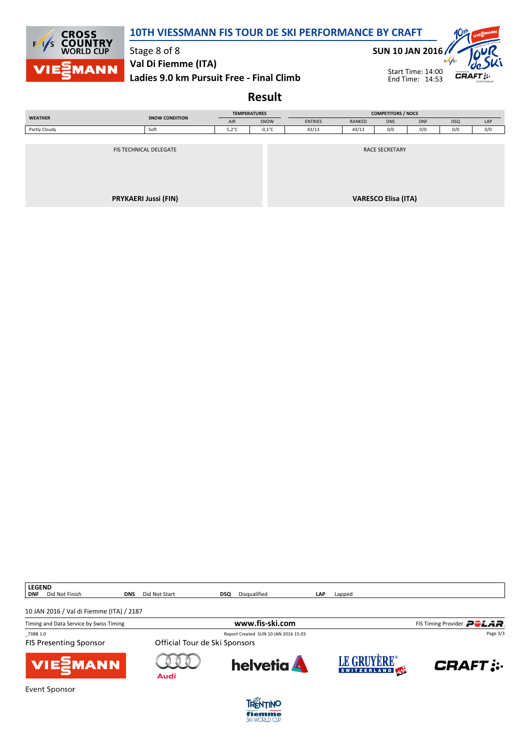# 10TH VIESSMANN FIS TOUR DE SKI PERFORMANCE BY CRAFT

Stage 8 of 8

**Val Di Fiemme (ITA)**

**Ladies 9.0 km Pursuit Free - Final Climb**

**SUN 10 JAN 2016**

Start Time: 14:00
End Time: 14:53

## Result

| WEATHER | SNOW CONDITION | TEMPERATURES | | COMPETITORS / NOCS | | | | | |
|---|---|---|---|---|---|---|---|---|---|
| | | AIR | SNOW | ENTRIES | RANKED | DNS | DNF | DSQ | LAP |
| Partly Cloudy | Soft | 5,2°C | -0,1°C | 43/13 | 43/13 | 0/0 | 0/0 | 0/0 | 0/0 |

| FIS TECHNICAL DELEGATE | RACE SECRETARY |
|---|---|
| **PRYKAERI Jussi (FIN)** | **VARESCO Elisa (ITA)** |

**LEGEND**

**DNF** Did Not Finish **DNS** Did Not Start **DSQ** Disqualified **LAP** Lapped

10 JAN 2016 / Val di Fiemme (ITA) / 2187

Timing and Data Service by Swiss Timing

www.fis-ski.com

FIS Timing Provider POLAR

_73B8 1.0

Report Created SUN 10 JAN 2016 15:03

FIS Presenting Sponsor

Official Tour de Ski Sponsors

Event Sponsor